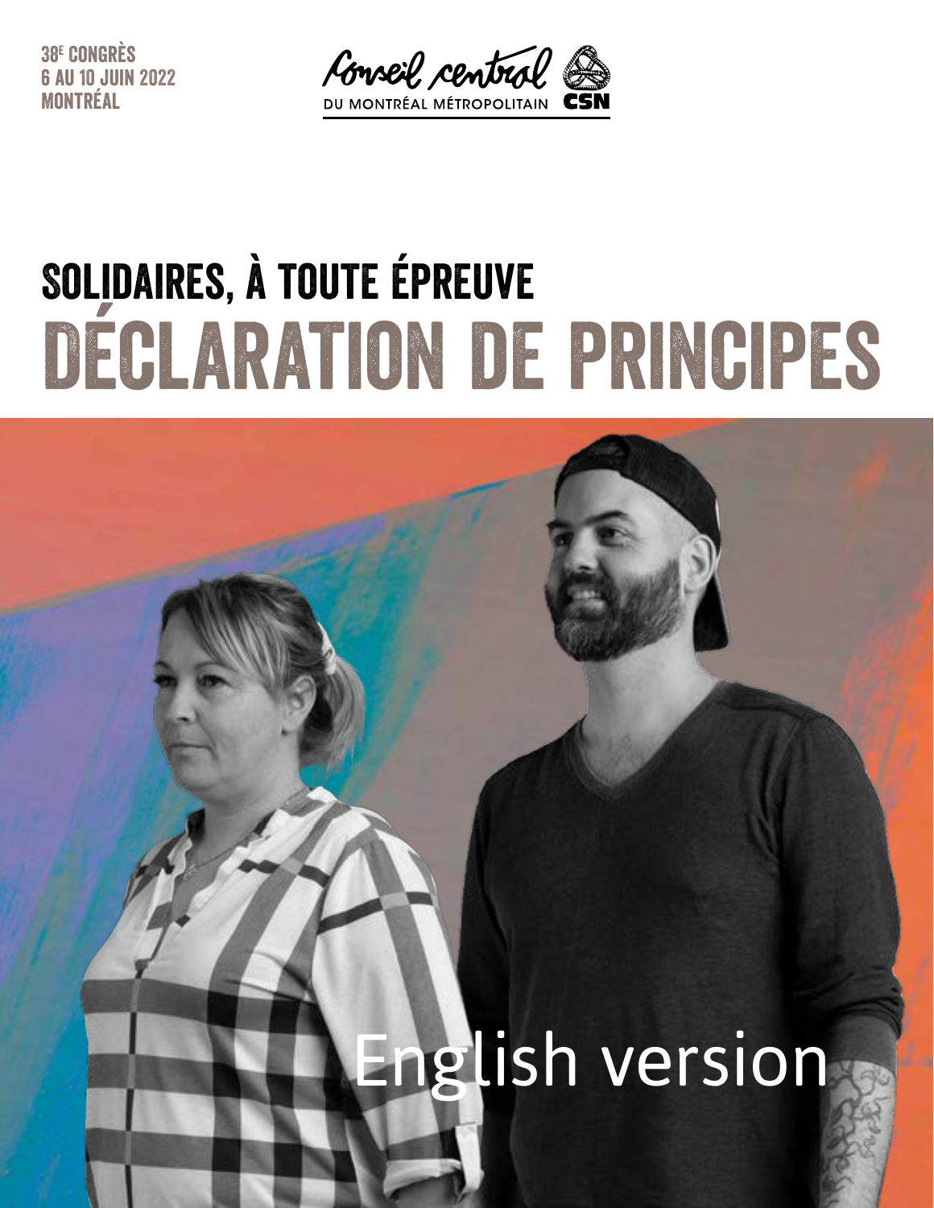38[e] CONGRÈS
6 AU 10 JUIN 2022
MONTRÉAL

Conseil central
DU MONTRÉAL MÉTROPOLITAIN CSN

# SOLIDAIRES, À TOUTE ÉPREUVE
# DÉCLARATION DE PRINCIPES

English version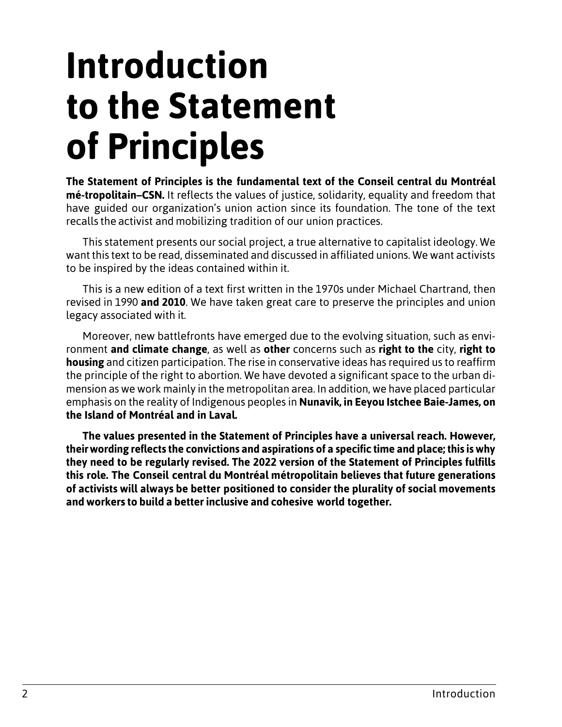# Introduction to the Statement of Principles

**The Statement of Principles is the fundamental text of the Conseil central du Montréal mé-tropolitain–CSN.** It reflects the values of justice, solidarity, equality and freedom that have guided our organization's union action since its foundation. The tone of the text recalls the activist and mobilizing tradition of our union practices.

This statement presents our social project, a true alternative to capitalist ideology. We want this text to be read, disseminated and discussed in affiliated unions. We want activists to be inspired by the ideas contained within it.

This is a new edition of a text first written in the 1970s under Michael Chartrand, then revised in 1990 **and 2010**. We have taken great care to preserve the principles and union legacy associated with it.

Moreover, new battlefronts have emerged due to the evolving situation, such as environment **and climate change**, as well as **other** concerns such as **right to the** city, **right to housing** and citizen participation. The rise in conservative ideas has required us to reaffirm the principle of the right to abortion. We have devoted a significant space to the urban dimension as we work mainly in the metropolitan area. In addition, we have placed particular emphasis on the reality of Indigenous peoples in **Nunavik, in Eeyou Istchee Baie-James, on the Island of Montréal and in Laval.**

**The values presented in the Statement of Principles have a universal reach. However, their wording reflects the convictions and aspirations of a specific time and place; this is why they need to be regularly revised. The 2022 version of the Statement of Principles fulfills this role. The Conseil central du Montréal métropolitain believes that future generations of activists will always be better positioned to consider the plurality of social movements and workers to build a better inclusive and cohesive world together.**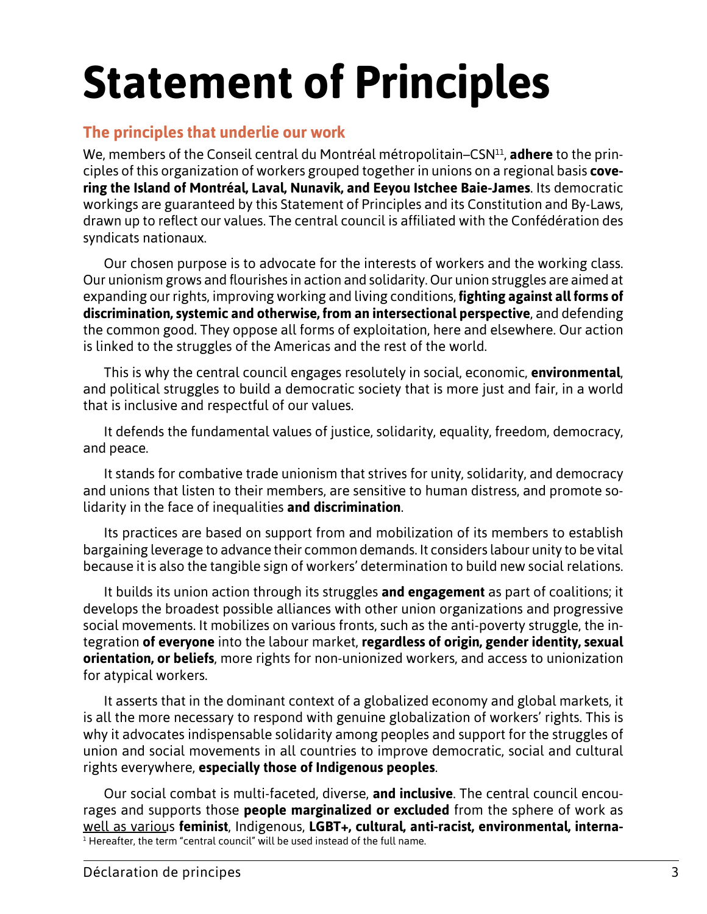# Statement of Principles

## The principles that underlie our work

We, members of the Conseil central du Montréal métropolitain–CSN[1], **adhere** to the principles of this organization of workers grouped together in unions on a regional basis **covering the Island of Montréal, Laval, Nunavik, and Eeyou Istchee Baie-James**. Its democratic workings are guaranteed by this Statement of Principles and its Constitution and By-Laws, drawn up to reflect our values. The central council is affiliated with the Confédération des syndicats nationaux.

Our chosen purpose is to advocate for the interests of workers and the working class. Our unionism grows and flourishes in action and solidarity. Our union struggles are aimed at expanding our rights, improving working and living conditions, **fighting against all forms of discrimination, systemic and otherwise, from an intersectional perspective**, and defending the common good. They oppose all forms of exploitation, here and elsewhere. Our action is linked to the struggles of the Americas and the rest of the world.

This is why the central council engages resolutely in social, economic, **environmental**, and political struggles to build a democratic society that is more just and fair, in a world that is inclusive and respectful of our values.

It defends the fundamental values of justice, solidarity, equality, freedom, democracy, and peace.

It stands for combative trade unionism that strives for unity, solidarity, and democracy and unions that listen to their members, are sensitive to human distress, and promote solidarity in the face of inequalities **and discrimination**.

Its practices are based on support from and mobilization of its members to establish bargaining leverage to advance their common demands. It considers labour unity to be vital because it is also the tangible sign of workers' determination to build new social relations.

It builds its union action through its struggles **and engagement** as part of coalitions; it develops the broadest possible alliances with other union organizations and progressive social movements. It mobilizes on various fronts, such as the anti-poverty struggle, the integration **of everyone** into the labour market, **regardless of origin, gender identity, sexual orientation, or beliefs**, more rights for non-unionized workers, and access to unionization for atypical workers.

It asserts that in the dominant context of a globalized economy and global markets, it is all the more necessary to respond with genuine globalization of workers' rights. This is why it advocates indispensable solidarity among peoples and support for the struggles of union and social movements in all countries to improve democratic, social and cultural rights everywhere, **especially those of Indigenous peoples**.

Our social combat is multi-faceted, diverse, **and inclusive**. The central council encourages and supports those **people marginalized or excluded** from the sphere of work as well as various **feminist**, Indigenous, **LGBT+, cultural, anti-racist, environmental, interna-**

[1] Hereafter, the term "central council" will be used instead of the full name.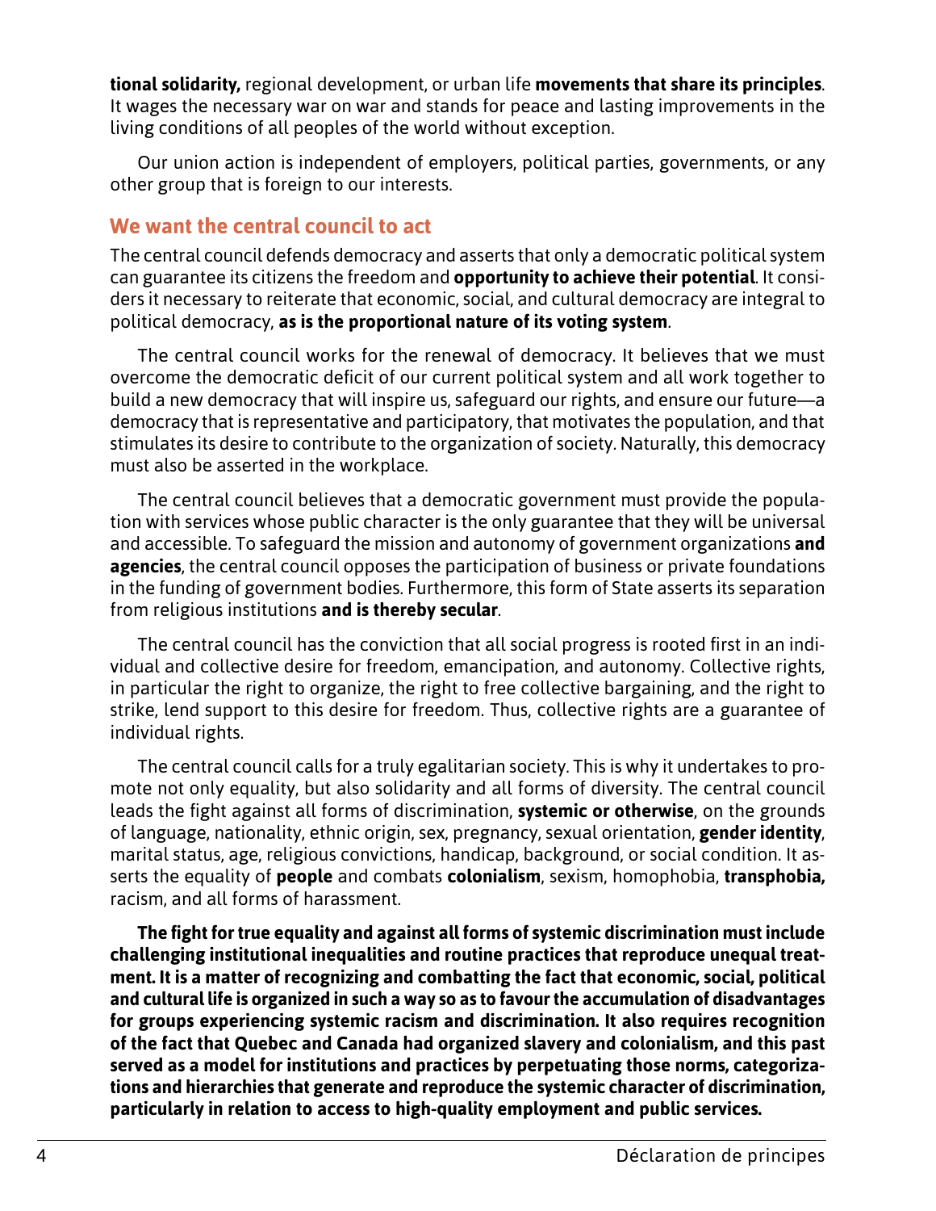**tional solidarity,** regional development, or urban life **movements that share its principles**. It wages the necessary war on war and stands for peace and lasting improvements in the living conditions of all peoples of the world without exception.

Our union action is independent of employers, political parties, governments, or any other group that is foreign to our interests.

## We want the central council to act

The central council defends democracy and asserts that only a democratic political system can guarantee its citizens the freedom and **opportunity to achieve their potential**. It considers it necessary to reiterate that economic, social, and cultural democracy are integral to political democracy, **as is the proportional nature of its voting system**.

The central council works for the renewal of democracy. It believes that we must overcome the democratic deficit of our current political system and all work together to build a new democracy that will inspire us, safeguard our rights, and ensure our future—a democracy that is representative and participatory, that motivates the population, and that stimulates its desire to contribute to the organization of society. Naturally, this democracy must also be asserted in the workplace.

The central council believes that a democratic government must provide the population with services whose public character is the only guarantee that they will be universal and accessible. To safeguard the mission and autonomy of government organizations **and agencies**, the central council opposes the participation of business or private foundations in the funding of government bodies. Furthermore, this form of State asserts its separation from religious institutions **and is thereby secular**.

The central council has the conviction that all social progress is rooted first in an individual and collective desire for freedom, emancipation, and autonomy. Collective rights, in particular the right to organize, the right to free collective bargaining, and the right to strike, lend support to this desire for freedom. Thus, collective rights are a guarantee of individual rights.

The central council calls for a truly egalitarian society. This is why it undertakes to promote not only equality, but also solidarity and all forms of diversity. The central council leads the fight against all forms of discrimination, **systemic or otherwise**, on the grounds of language, nationality, ethnic origin, sex, pregnancy, sexual orientation, **gender identity**, marital status, age, religious convictions, handicap, background, or social condition. It asserts the equality of **people** and combats **colonialism**, sexism, homophobia, **transphobia,** racism, and all forms of harassment.

**The fight for true equality and against all forms of systemic discrimination must include challenging institutional inequalities and routine practices that reproduce unequal treatment. It is a matter of recognizing and combatting the fact that economic, social, political and cultural life is organized in such a way so as to favour the accumulation of disadvantages for groups experiencing systemic racism and discrimination. It also requires recognition of the fact that Quebec and Canada had organized slavery and colonialism, and this past served as a model for institutions and practices by perpetuating those norms, categorizations and hierarchies that generate and reproduce the systemic character of discrimination, particularly in relation to access to high-quality employment and public services.**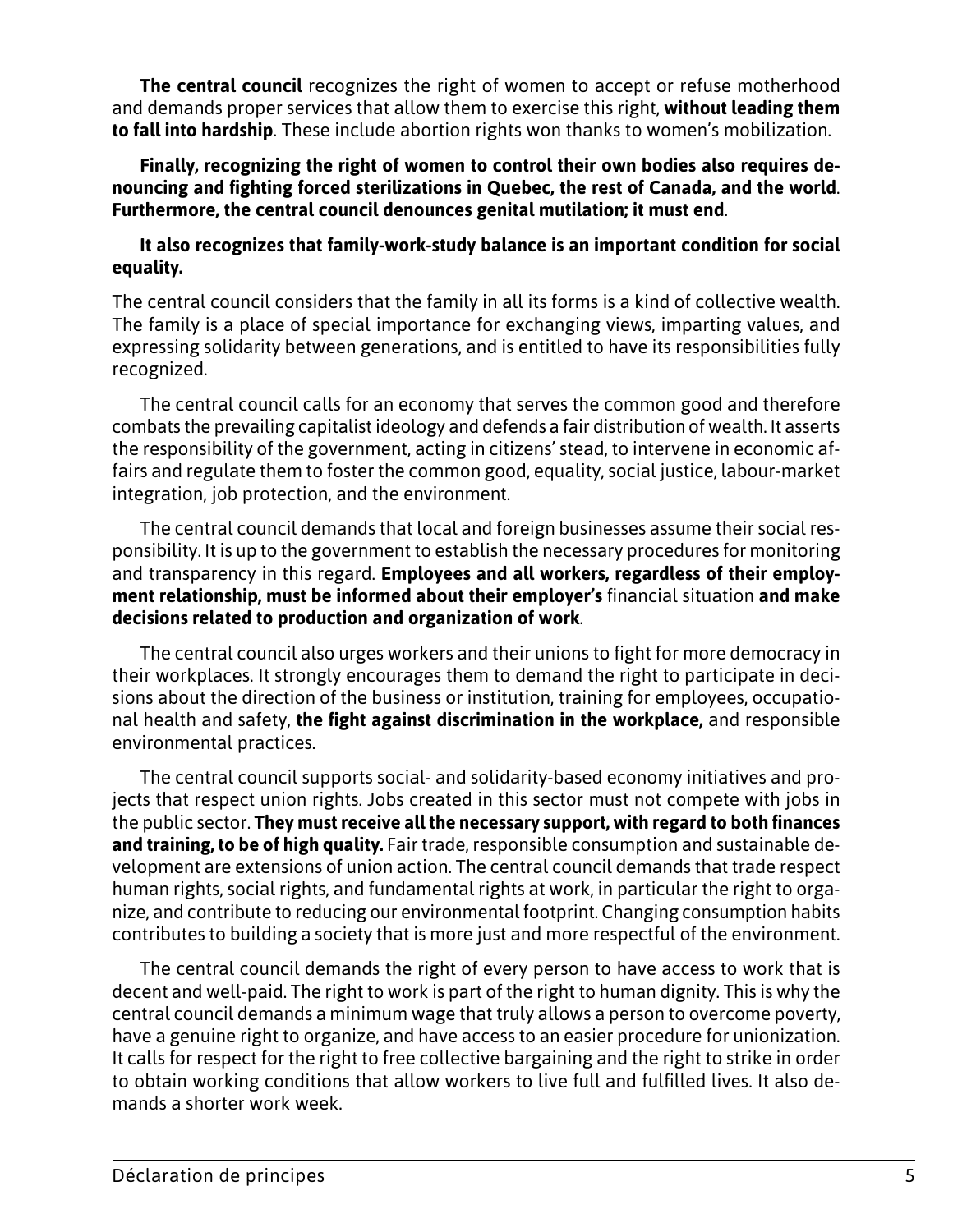**The central council** recognizes the right of women to accept or refuse motherhood and demands proper services that allow them to exercise this right, **without leading them to fall into hardship**. These include abortion rights won thanks to women's mobilization.

**Finally, recognizing the right of women to control their own bodies also requires denouncing and fighting forced sterilizations in Quebec, the rest of Canada, and the world**. **Furthermore, the central council denounces genital mutilation; it must end**.

**It also recognizes that family-work-study balance is an important condition for social equality.**

The central council considers that the family in all its forms is a kind of collective wealth. The family is a place of special importance for exchanging views, imparting values, and expressing solidarity between generations, and is entitled to have its responsibilities fully recognized.

The central council calls for an economy that serves the common good and therefore combats the prevailing capitalist ideology and defends a fair distribution of wealth. It asserts the responsibility of the government, acting in citizens' stead, to intervene in economic affairs and regulate them to foster the common good, equality, social justice, labour-market integration, job protection, and the environment.

The central council demands that local and foreign businesses assume their social responsibility. It is up to the government to establish the necessary procedures for monitoring and transparency in this regard. **Employees and all workers, regardless of their employment relationship, must be informed about their employer's** financial situation **and make decisions related to production and organization of work**.

The central council also urges workers and their unions to fight for more democracy in their workplaces. It strongly encourages them to demand the right to participate in decisions about the direction of the business or institution, training for employees, occupational health and safety, **the fight against discrimination in the workplace,** and responsible environmental practices.

The central council supports social- and solidarity-based economy initiatives and projects that respect union rights. Jobs created in this sector must not compete with jobs in the public sector. **They must receive all the necessary support, with regard to both finances and training, to be of high quality.** Fair trade, responsible consumption and sustainable development are extensions of union action. The central council demands that trade respect human rights, social rights, and fundamental rights at work, in particular the right to organize, and contribute to reducing our environmental footprint. Changing consumption habits contributes to building a society that is more just and more respectful of the environment.

The central council demands the right of every person to have access to work that is decent and well-paid. The right to work is part of the right to human dignity. This is why the central council demands a minimum wage that truly allows a person to overcome poverty, have a genuine right to organize, and have access to an easier procedure for unionization. It calls for respect for the right to free collective bargaining and the right to strike in order to obtain working conditions that allow workers to live full and fulfilled lives. It also demands a shorter work week.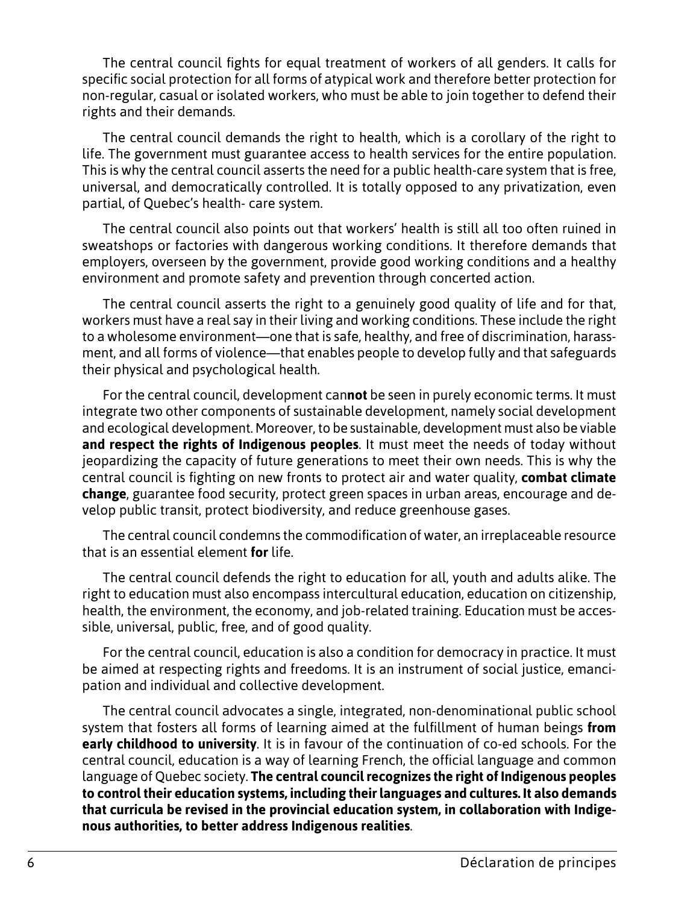The central council fights for equal treatment of workers of all genders. It calls for specific social protection for all forms of atypical work and therefore better protection for non-regular, casual or isolated workers, who must be able to join together to defend their rights and their demands.

The central council demands the right to health, which is a corollary of the right to life. The government must guarantee access to health services for the entire population. This is why the central council asserts the need for a public health-care system that is free, universal, and democratically controlled. It is totally opposed to any privatization, even partial, of Quebec's health- care system.

The central council also points out that workers' health is still all too often ruined in sweatshops or factories with dangerous working conditions. It therefore demands that employers, overseen by the government, provide good working conditions and a healthy environment and promote safety and prevention through concerted action.

The central council asserts the right to a genuinely good quality of life and for that, workers must have a real say in their living and working conditions. These include the right to a wholesome environment—one that is safe, healthy, and free of discrimination, harassment, and all forms of violence—that enables people to develop fully and that safeguards their physical and psychological health.

For the central council, development can**not** be seen in purely economic terms. It must integrate two other components of sustainable development, namely social development and ecological development. Moreover, to be sustainable, development must also be viable **and respect the rights of Indigenous peoples**. It must meet the needs of today without jeopardizing the capacity of future generations to meet their own needs. This is why the central council is fighting on new fronts to protect air and water quality, **combat climate change**, guarantee food security, protect green spaces in urban areas, encourage and develop public transit, protect biodiversity, and reduce greenhouse gases.

The central council condemns the commodification of water, an irreplaceable resource that is an essential element **for** life.

The central council defends the right to education for all, youth and adults alike. The right to education must also encompass intercultural education, education on citizenship, health, the environment, the economy, and job-related training. Education must be accessible, universal, public, free, and of good quality.

For the central council, education is also a condition for democracy in practice. It must be aimed at respecting rights and freedoms. It is an instrument of social justice, emancipation and individual and collective development.

The central council advocates a single, integrated, non-denominational public school system that fosters all forms of learning aimed at the fulfillment of human beings **from early childhood to university**. It is in favour of the continuation of co-ed schools. For the central council, education is a way of learning French, the official language and common language of Quebec society. **The central council recognizes the right of Indigenous peoples to control their education systems, including their languages and cultures. It also demands that curricula be revised in the provincial education system, in collaboration with Indigenous authorities, to better address Indigenous realities**.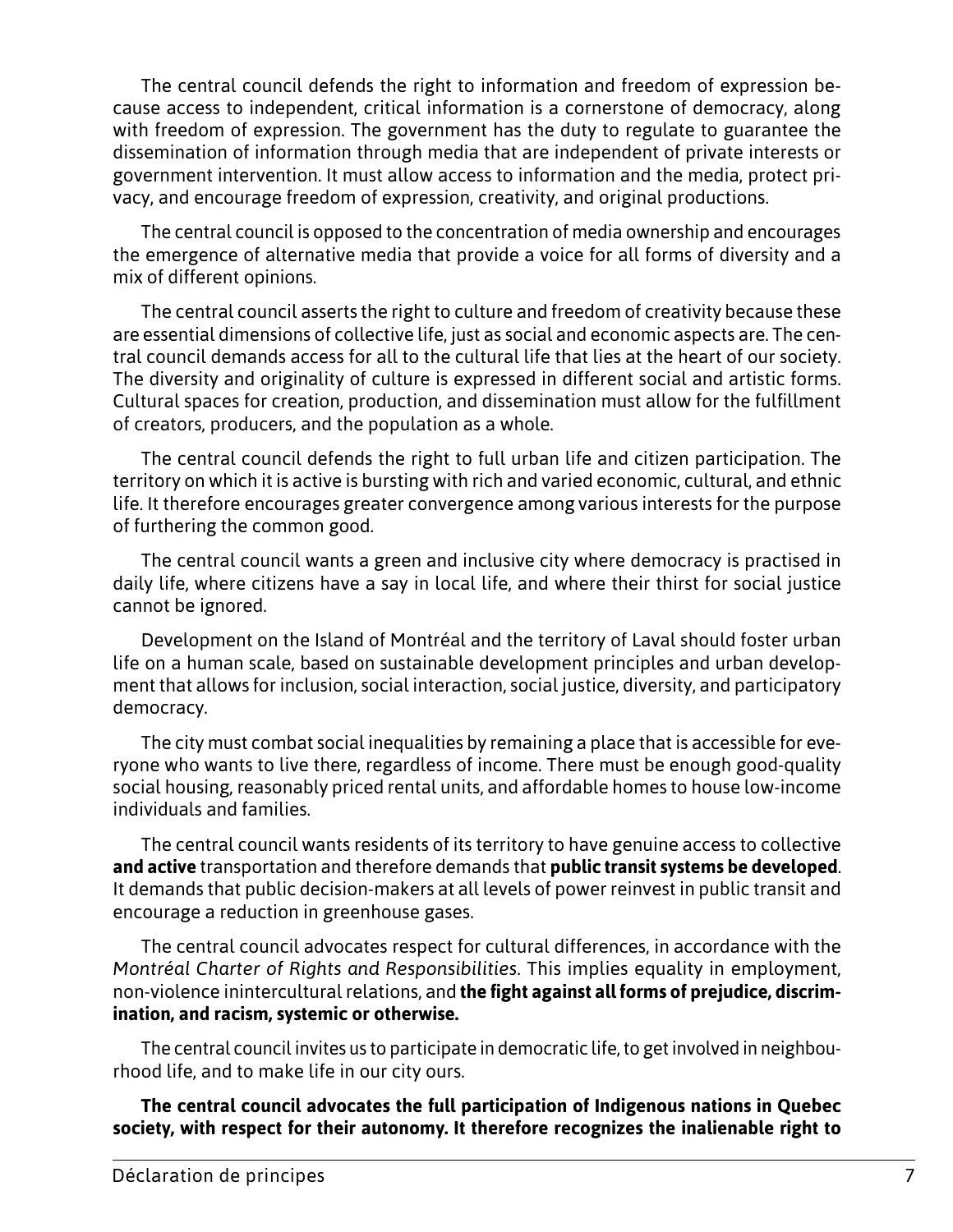The central council defends the right to information and freedom of expression because access to independent, critical information is a cornerstone of democracy, along with freedom of expression. The government has the duty to regulate to guarantee the dissemination of information through media that are independent of private interests or government intervention. It must allow access to information and the media, protect privacy, and encourage freedom of expression, creativity, and original productions.

The central council is opposed to the concentration of media ownership and encourages the emergence of alternative media that provide a voice for all forms of diversity and a mix of different opinions.

The central council asserts the right to culture and freedom of creativity because these are essential dimensions of collective life, just as social and economic aspects are. The central council demands access for all to the cultural life that lies at the heart of our society. The diversity and originality of culture is expressed in different social and artistic forms. Cultural spaces for creation, production, and dissemination must allow for the fulfillment of creators, producers, and the population as a whole.

The central council defends the right to full urban life and citizen participation. The territory on which it is active is bursting with rich and varied economic, cultural, and ethnic life. It therefore encourages greater convergence among various interests for the purpose of furthering the common good.

The central council wants a green and inclusive city where democracy is practised in daily life, where citizens have a say in local life, and where their thirst for social justice cannot be ignored.

Development on the Island of Montréal and the territory of Laval should foster urban life on a human scale, based on sustainable development principles and urban development that allows for inclusion, social interaction, social justice, diversity, and participatory democracy.

The city must combat social inequalities by remaining a place that is accessible for everyone who wants to live there, regardless of income. There must be enough good-quality social housing, reasonably priced rental units, and affordable homes to house low-income individuals and families.

The central council wants residents of its territory to have genuine access to collective **and active** transportation and therefore demands that **public transit systems be developed**. It demands that public decision-makers at all levels of power reinvest in public transit and encourage a reduction in greenhouse gases.

The central council advocates respect for cultural differences, in accordance with the *Montréal Charter of Rights and Responsibilities*. This implies equality in employment, non-violence inintercultural relations, and **the fight against all forms of prejudice, discrimination, and racism, systemic or otherwise.**

The central council invites us to participate in democratic life, to get involved in neighbourhood life, and to make life in our city ours.

**The central council advocates the full participation of Indigenous nations in Quebec society, with respect for their autonomy. It therefore recognizes the inalienable right to**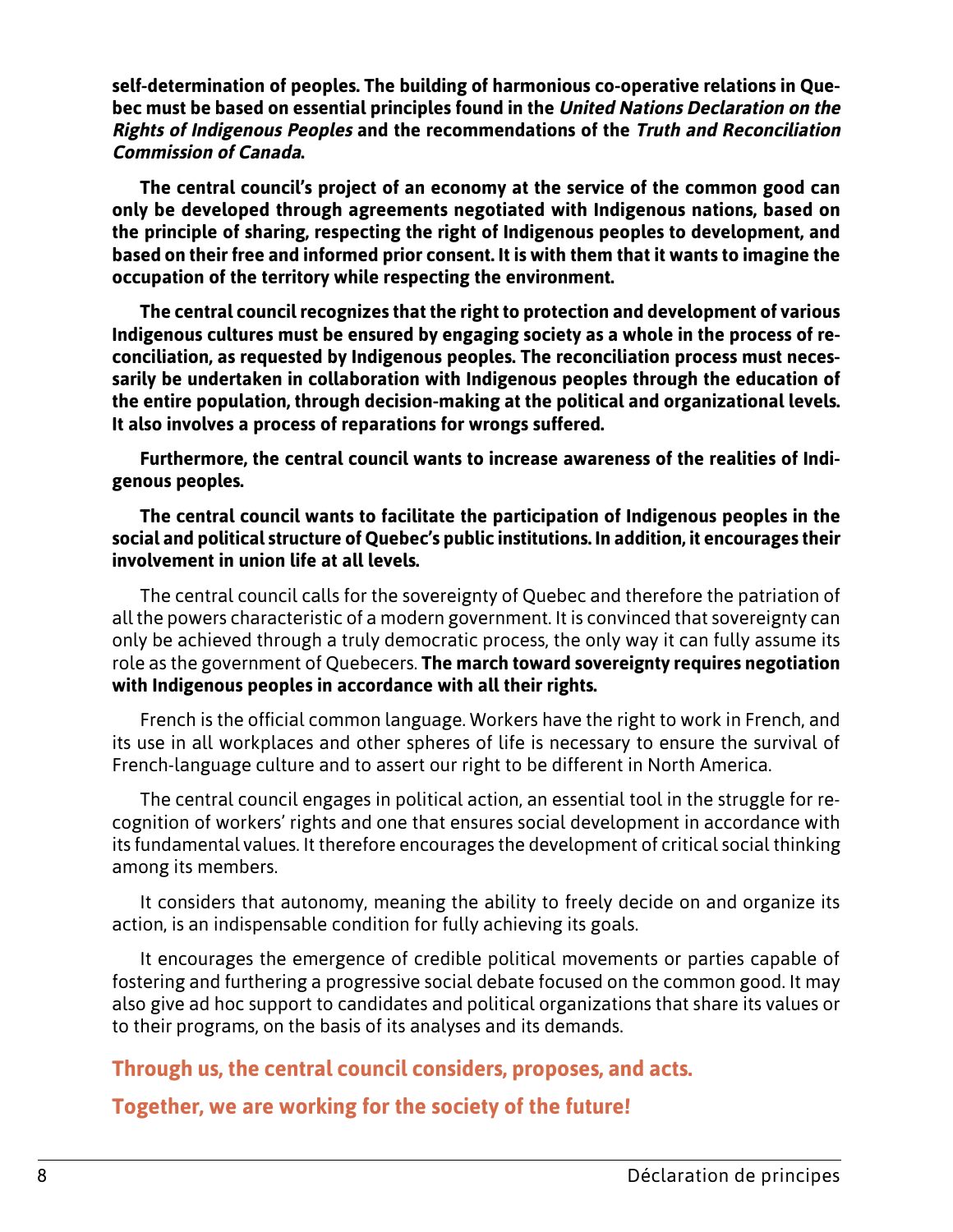**self-determination of peoples. The building of harmonious co-operative relations in Quebec must be based on essential principles found in the *United Nations Declaration on the Rights of Indigenous Peoples* and the recommendations of the *Truth and Reconciliation Commission of Canada*.**

**The central council's project of an economy at the service of the common good can only be developed through agreements negotiated with Indigenous nations, based on the principle of sharing, respecting the right of Indigenous peoples to development, and based on their free and informed prior consent. It is with them that it wants to imagine the occupation of the territory while respecting the environment.**

**The central council recognizes that the right to protection and development of various Indigenous cultures must be ensured by engaging society as a whole in the process of reconciliation, as requested by Indigenous peoples. The reconciliation process must necessarily be undertaken in collaboration with Indigenous peoples through the education of the entire population, through decision-making at the political and organizational levels. It also involves a process of reparations for wrongs suffered.**

**Furthermore, the central council wants to increase awareness of the realities of Indigenous peoples.**

**The central council wants to facilitate the participation of Indigenous peoples in the social and political structure of Quebec's public institutions. In addition, it encourages their involvement in union life at all levels.**

The central council calls for the sovereignty of Quebec and therefore the patriation of all the powers characteristic of a modern government. It is convinced that sovereignty can only be achieved through a truly democratic process, the only way it can fully assume its role as the government of Quebecers. **The march toward sovereignty requires negotiation with Indigenous peoples in accordance with all their rights.**

French is the official common language. Workers have the right to work in French, and its use in all workplaces and other spheres of life is necessary to ensure the survival of French-language culture and to assert our right to be different in North America.

The central council engages in political action, an essential tool in the struggle for recognition of workers' rights and one that ensures social development in accordance with its fundamental values. It therefore encourages the development of critical social thinking among its members.

It considers that autonomy, meaning the ability to freely decide on and organize its action, is an indispensable condition for fully achieving its goals.

It encourages the emergence of credible political movements or parties capable of fostering and furthering a progressive social debate focused on the common good. It may also give ad hoc support to candidates and political organizations that share its values or to their programs, on the basis of its analyses and its demands.

**Through us, the central council considers, proposes, and acts.**

**Together, we are working for the society of the future!**